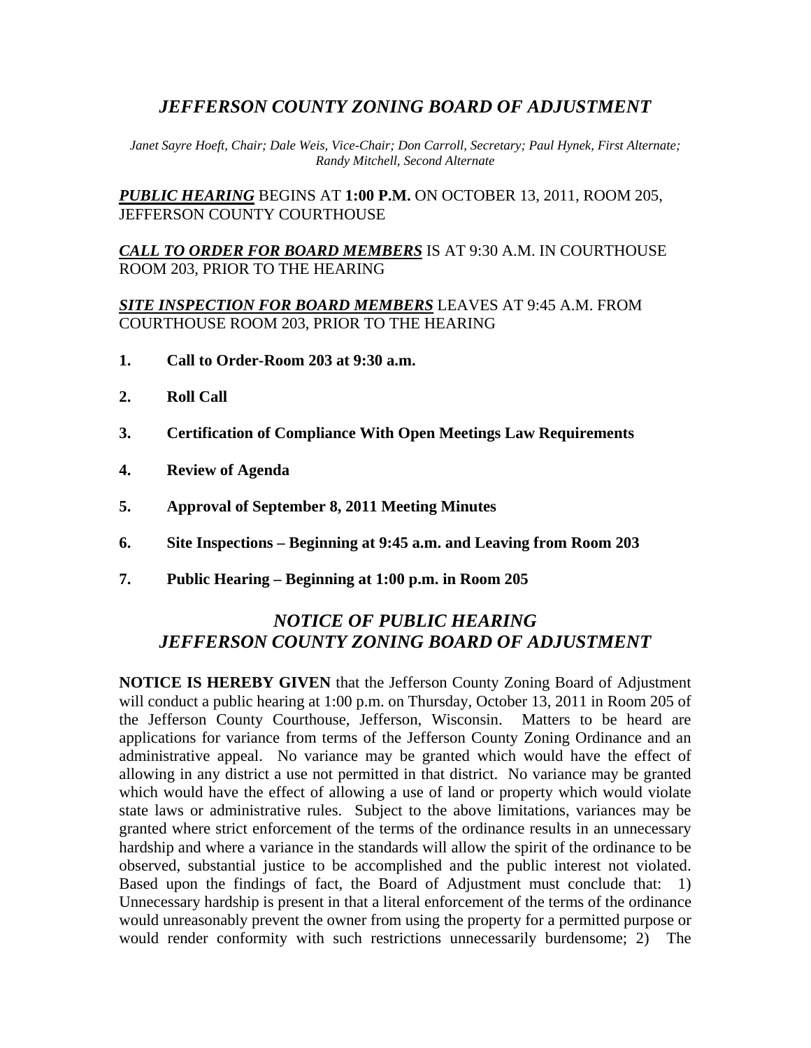# *JEFFERSON COUNTY ZONING BOARD OF ADJUSTMENT*

*Janet Sayre Hoeft, Chair; Dale Weis, Vice-Chair; Don Carroll, Secretary; Paul Hynek, First Alternate; Randy Mitchell, Second Alternate*

***PUBLIC HEARING*** BEGINS AT **1:00 P.M.** ON OCTOBER 13, 2011, ROOM 205, JEFFERSON COUNTY COURTHOUSE

***CALL TO ORDER FOR BOARD MEMBERS*** IS AT 9:30 A.M. IN COURTHOUSE ROOM 203, PRIOR TO THE HEARING

***SITE INSPECTION FOR BOARD MEMBERS*** LEAVES AT 9:45 A.M. FROM COURTHOUSE ROOM 203, PRIOR TO THE HEARING

1. **Call to Order-Room 203 at 9:30 a.m.**
2. **Roll Call**
3. **Certification of Compliance With Open Meetings Law Requirements**
4. **Review of Agenda**
5. **Approval of September 8, 2011 Meeting Minutes**
6. **Site Inspections – Beginning at 9:45 a.m. and Leaving from Room 203**
7. **Public Hearing – Beginning at 1:00 p.m. in Room 205**

## *NOTICE OF PUBLIC HEARING JEFFERSON COUNTY ZONING BOARD OF ADJUSTMENT*

**NOTICE IS HEREBY GIVEN** that the Jefferson County Zoning Board of Adjustment will conduct a public hearing at 1:00 p.m. on Thursday, October 13, 2011 in Room 205 of the Jefferson County Courthouse, Jefferson, Wisconsin. Matters to be heard are applications for variance from terms of the Jefferson County Zoning Ordinance and an administrative appeal. No variance may be granted which would have the effect of allowing in any district a use not permitted in that district. No variance may be granted which would have the effect of allowing a use of land or property which would violate state laws or administrative rules. Subject to the above limitations, variances may be granted where strict enforcement of the terms of the ordinance results in an unnecessary hardship and where a variance in the standards will allow the spirit of the ordinance to be observed, substantial justice to be accomplished and the public interest not violated. Based upon the findings of fact, the Board of Adjustment must conclude that: 1) Unnecessary hardship is present in that a literal enforcement of the terms of the ordinance would unreasonably prevent the owner from using the property for a permitted purpose or would render conformity with such restrictions unnecessarily burdensome; 2) The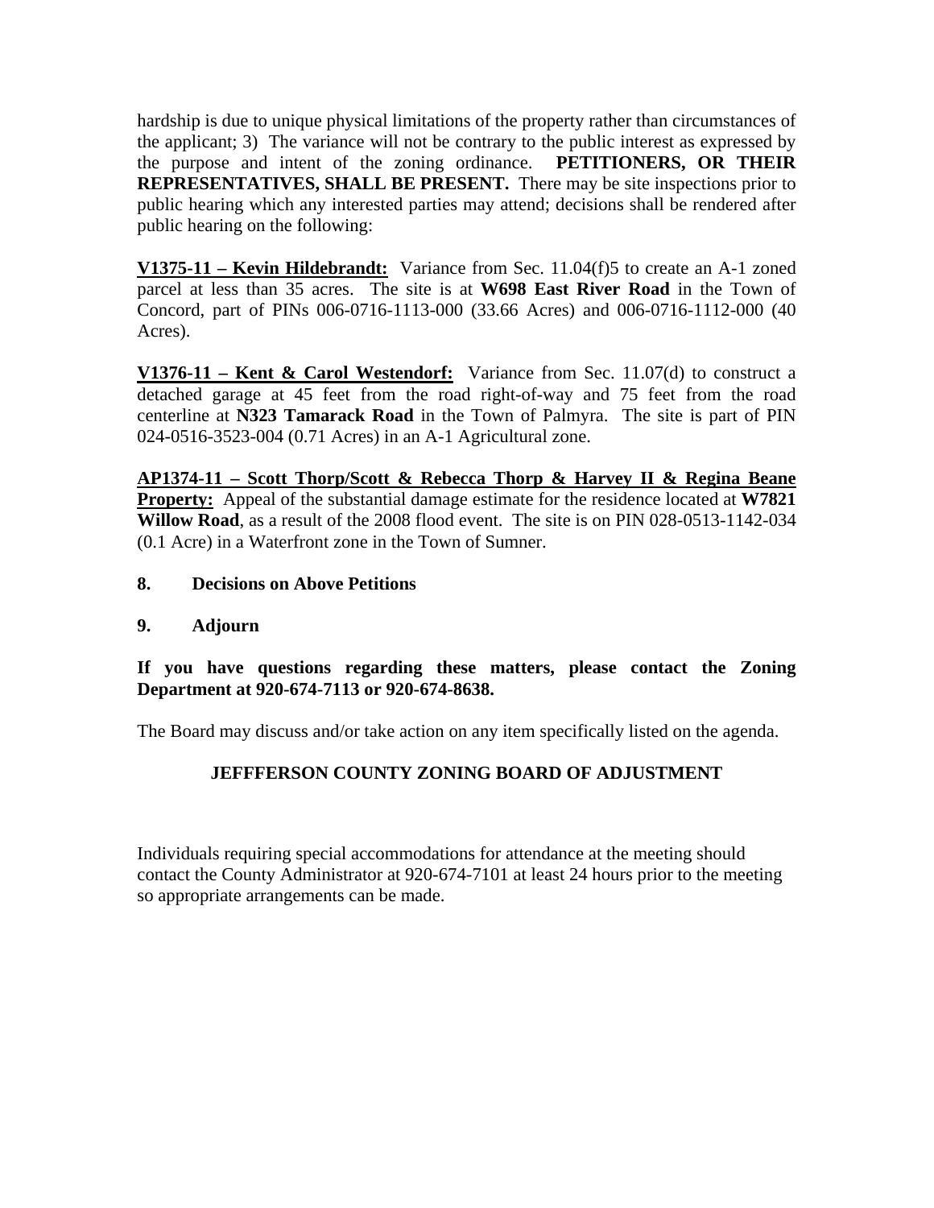hardship is due to unique physical limitations of the property rather than circumstances of the applicant; 3) The variance will not be contrary to the public interest as expressed by the purpose and intent of the zoning ordinance. **PETITIONERS, OR THEIR REPRESENTATIVES, SHALL BE PRESENT.** There may be site inspections prior to public hearing which any interested parties may attend; decisions shall be rendered after public hearing on the following:

**V1375-11 – Kevin Hildebrandt:** Variance from Sec. 11.04(f)5 to create an A-1 zoned parcel at less than 35 acres. The site is at **W698 East River Road** in the Town of Concord, part of PINs 006-0716-1113-000 (33.66 Acres) and 006-0716-1112-000 (40 Acres).

**V1376-11 – Kent & Carol Westendorf:** Variance from Sec. 11.07(d) to construct a detached garage at 45 feet from the road right-of-way and 75 feet from the road centerline at **N323 Tamarack Road** in the Town of Palmyra. The site is part of PIN 024-0516-3523-004 (0.71 Acres) in an A-1 Agricultural zone.

**AP1374-11 – Scott Thorp/Scott & Rebecca Thorp & Harvey II & Regina Beane Property:** Appeal of the substantial damage estimate for the residence located at **W7821 Willow Road**, as a result of the 2008 flood event. The site is on PIN 028-0513-1142-034 (0.1 Acre) in a Waterfront zone in the Town of Sumner.

**8. Decisions on Above Petitions**

**9. Adjourn**

**If you have questions regarding these matters, please contact the Zoning Department at 920-674-7113 or 920-674-8638.**

The Board may discuss and/or take action on any item specifically listed on the agenda.

**JEFFFERSON COUNTY ZONING BOARD OF ADJUSTMENT**

Individuals requiring special accommodations for attendance at the meeting should contact the County Administrator at 920-674-7101 at least 24 hours prior to the meeting so appropriate arrangements can be made.